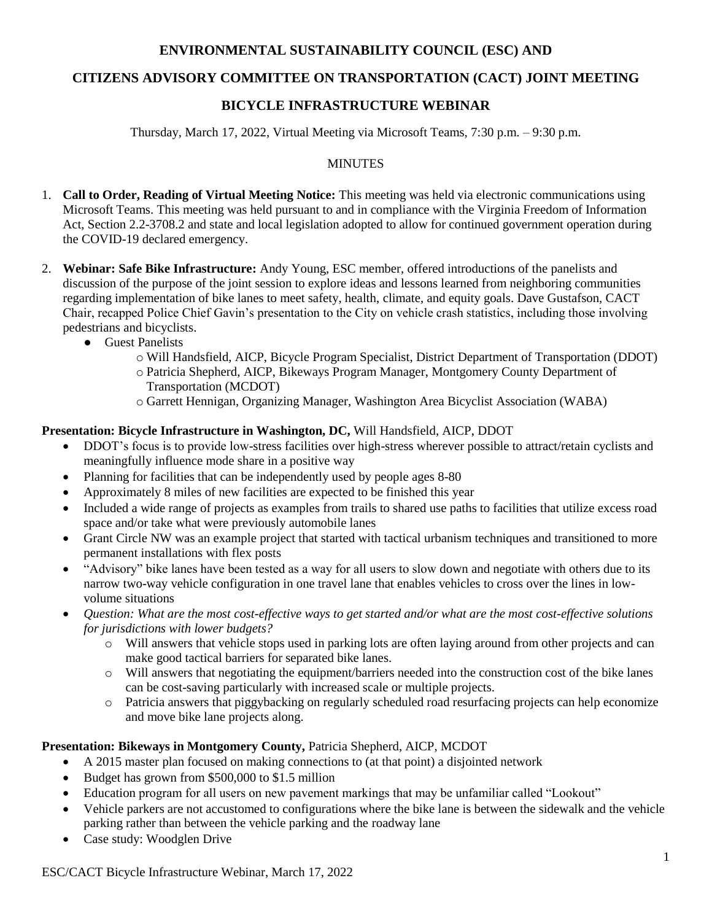# ENVIRONMENTAL SUSTAINABILITY COUNCIL (ESC) AND

# CITIZENS ADVISORY COMMITTEE ON TRANSPORTATION (CACT) JOINT MEETING

# BICYCLE INFRASTRUCTURE WEBINAR

Thursday, March 17, 2022, Virtual Meeting via Microsoft Teams, 7:30 p.m. – 9:30 p.m.

MINUTES

1. **Call to Order, Reading of Virtual Meeting Notice:** This meeting was held via electronic communications using Microsoft Teams. This meeting was held pursuant to and in compliance with the Virginia Freedom of Information Act, Section 2.2-3708.2 and state and local legislation adopted to allow for continued government operation during the COVID-19 declared emergency.

2. **Webinar: Safe Bike Infrastructure:** Andy Young, ESC member, offered introductions of the panelists and discussion of the purpose of the joint session to explore ideas and lessons learned from neighboring communities regarding implementation of bike lanes to meet safety, health, climate, and equity goals. Dave Gustafson, CACT Chair, recapped Police Chief Gavin's presentation to the City on vehicle crash statistics, including those involving pedestrians and bicyclists.
   - Guest Panelists
     - Will Handsfield, AICP, Bicycle Program Specialist, District Department of Transportation (DDOT)
     - Patricia Shepherd, AICP, Bikeways Program Manager, Montgomery County Department of Transportation (MCDOT)
     - Garrett Hennigan, Organizing Manager, Washington Area Bicyclist Association (WABA)

**Presentation: Bicycle Infrastructure in Washington, DC,** Will Handsfield, AICP, DDOT

- DDOT's focus is to provide low-stress facilities over high-stress wherever possible to attract/retain cyclists and meaningfully influence mode share in a positive way
- Planning for facilities that can be independently used by people ages 8-80
- Approximately 8 miles of new facilities are expected to be finished this year
- Included a wide range of projects as examples from trails to shared use paths to facilities that utilize excess road space and/or take what were previously automobile lanes
- Grant Circle NW was an example project that started with tactical urbanism techniques and transitioned to more permanent installations with flex posts
- "Advisory" bike lanes have been tested as a way for all users to slow down and negotiate with others due to its narrow two-way vehicle configuration in one travel lane that enables vehicles to cross over the lines in low-volume situations
- *Question: What are the most cost-effective ways to get started and/or what are the most cost-effective solutions for jurisdictions with lower budgets?*
  - Will answers that vehicle stops used in parking lots are often laying around from other projects and can make good tactical barriers for separated bike lanes.
  - Will answers that negotiating the equipment/barriers needed into the construction cost of the bike lanes can be cost-saving particularly with increased scale or multiple projects.
  - Patricia answers that piggybacking on regularly scheduled road resurfacing projects can help economize and move bike lane projects along.

**Presentation: Bikeways in Montgomery County,** Patricia Shepherd, AICP, MCDOT

- A 2015 master plan focused on making connections to (at that point) a disjointed network
- Budget has grown from $500,000 to $1.5 million
- Education program for all users on new pavement markings that may be unfamiliar called "Lookout"
- Vehicle parkers are not accustomed to configurations where the bike lane is between the sidewalk and the vehicle parking rather than between the vehicle parking and the roadway lane
- Case study: Woodglen Drive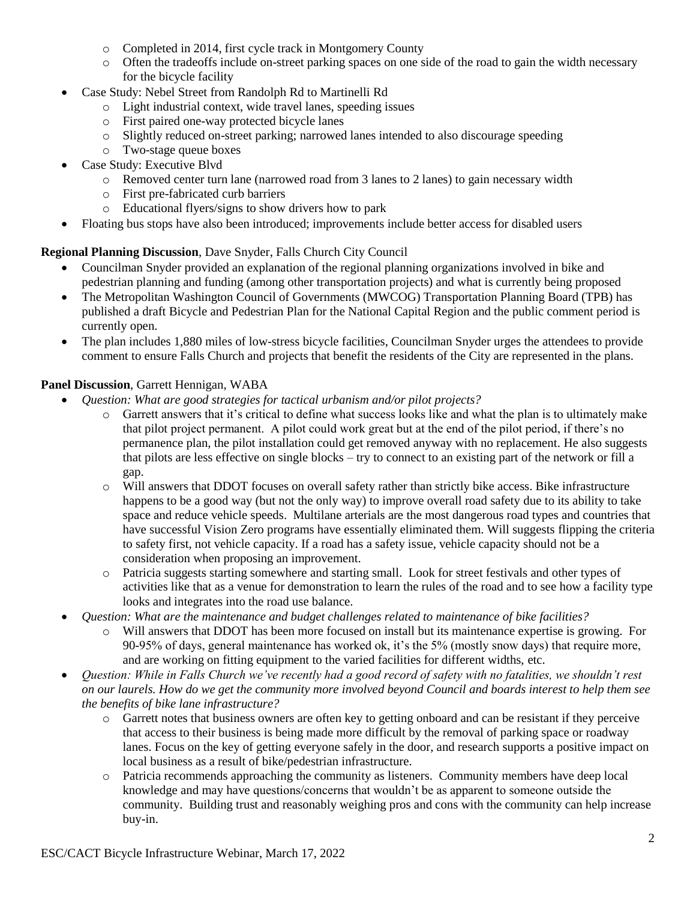- Completed in 2014, first cycle track in Montgomery County
  - Often the tradeoffs include on-street parking spaces on one side of the road to gain the width necessary for the bicycle facility
- Case Study: Nebel Street from Randolph Rd to Martinelli Rd
  - Light industrial context, wide travel lanes, speeding issues
  - First paired one-way protected bicycle lanes
  - Slightly reduced on-street parking; narrowed lanes intended to also discourage speeding
  - Two-stage queue boxes
- Case Study: Executive Blvd
  - Removed center turn lane (narrowed road from 3 lanes to 2 lanes) to gain necessary width
  - First pre-fabricated curb barriers
  - Educational flyers/signs to show drivers how to park
- Floating bus stops have also been introduced; improvements include better access for disabled users

**Regional Planning Discussion**, Dave Snyder, Falls Church City Council

- Councilman Snyder provided an explanation of the regional planning organizations involved in bike and pedestrian planning and funding (among other transportation projects) and what is currently being proposed
- The Metropolitan Washington Council of Governments (MWCOG) Transportation Planning Board (TPB) has published a draft Bicycle and Pedestrian Plan for the National Capital Region and the public comment period is currently open.
- The plan includes 1,880 miles of low-stress bicycle facilities, Councilman Snyder urges the attendees to provide comment to ensure Falls Church and projects that benefit the residents of the City are represented in the plans.

**Panel Discussion**, Garrett Hennigan, WABA

- *Question: What are good strategies for tactical urbanism and/or pilot projects?*
  - Garrett answers that it's critical to define what success looks like and what the plan is to ultimately make that pilot project permanent. A pilot could work great but at the end of the pilot period, if there's no permanence plan, the pilot installation could get removed anyway with no replacement. He also suggests that pilots are less effective on single blocks – try to connect to an existing part of the network or fill a gap.
  - Will answers that DDOT focuses on overall safety rather than strictly bike access. Bike infrastructure happens to be a good way (but not the only way) to improve overall road safety due to its ability to take space and reduce vehicle speeds. Multilane arterials are the most dangerous road types and countries that have successful Vision Zero programs have essentially eliminated them. Will suggests flipping the criteria to safety first, not vehicle capacity. If a road has a safety issue, vehicle capacity should not be a consideration when proposing an improvement.
  - Patricia suggests starting somewhere and starting small. Look for street festivals and other types of activities like that as a venue for demonstration to learn the rules of the road and to see how a facility type looks and integrates into the road use balance.
- *Question: What are the maintenance and budget challenges related to maintenance of bike facilities?*
  - Will answers that DDOT has been more focused on install but its maintenance expertise is growing. For 90-95% of days, general maintenance has worked ok, it's the 5% (mostly snow days) that require more, and are working on fitting equipment to the varied facilities for different widths, etc.
- *Question: While in Falls Church we've recently had a good record of safety with no fatalities, we shouldn't rest on our laurels. How do we get the community more involved beyond Council and boards interest to help them see the benefits of bike lane infrastructure?*
  - Garrett notes that business owners are often key to getting onboard and can be resistant if they perceive that access to their business is being made more difficult by the removal of parking space or roadway lanes. Focus on the key of getting everyone safely in the door, and research supports a positive impact on local business as a result of bike/pedestrian infrastructure.
  - Patricia recommends approaching the community as listeners. Community members have deep local knowledge and may have questions/concerns that wouldn't be as apparent to someone outside the community. Building trust and reasonably weighing pros and cons with the community can help increase buy-in.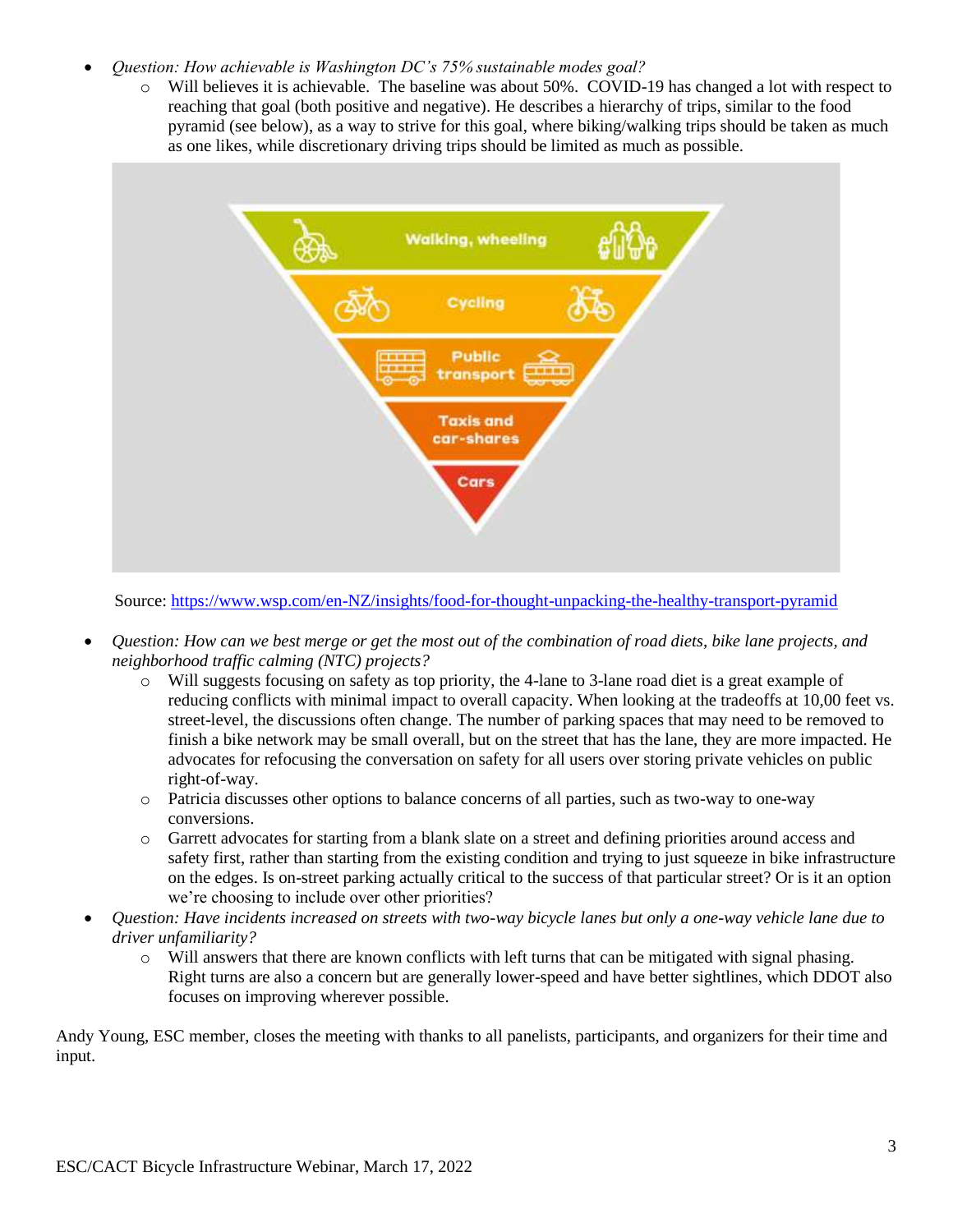- *Question: How achievable is Washington DC's 75% sustainable modes goal?*
  - Will believes it is achievable. The baseline was about 50%. COVID-19 has changed a lot with respect to reaching that goal (both positive and negative). He describes a hierarchy of trips, similar to the food pyramid (see below), as a way to strive for this goal, where biking/walking trips should be taken as much as one likes, while discretionary driving trips should be limited as much as possible.

Walking, wheeling

Cycling

Public transport

Taxis and car-shares

Cars

Source: [https://www.wsp.com/en-NZ/insights/food-for-thought-unpacking-the-healthy-transport-pyramid](https://www.wsp.com/en-NZ/insights/food-for-thought-unpacking-the-healthy-transport-pyramid)

- *Question: How can we best merge or get the most out of the combination of road diets, bike lane projects, and neighborhood traffic calming (NTC) projects?*
  - Will suggests focusing on safety as top priority, the 4-lane to 3-lane road diet is a great example of reducing conflicts with minimal impact to overall capacity. When looking at the tradeoffs at 10,00 feet vs. street-level, the discussions often change. The number of parking spaces that may need to be removed to finish a bike network may be small overall, but on the street that has the lane, they are more impacted. He advocates for refocusing the conversation on safety for all users over storing private vehicles on public right-of-way.
  - Patricia discusses other options to balance concerns of all parties, such as two-way to one-way conversions.
  - Garrett advocates for starting from a blank slate on a street and defining priorities around access and safety first, rather than starting from the existing condition and trying to just squeeze in bike infrastructure on the edges. Is on-street parking actually critical to the success of that particular street? Or is it an option we're choosing to include over other priorities?
- *Question: Have incidents increased on streets with two-way bicycle lanes but only a one-way vehicle lane due to driver unfamiliarity?*
  - Will answers that there are known conflicts with left turns that can be mitigated with signal phasing. Right turns are also a concern but are generally lower-speed and have better sightlines, which DDOT also focuses on improving wherever possible.

Andy Young, ESC member, closes the meeting with thanks to all panelists, participants, and organizers for their time and input.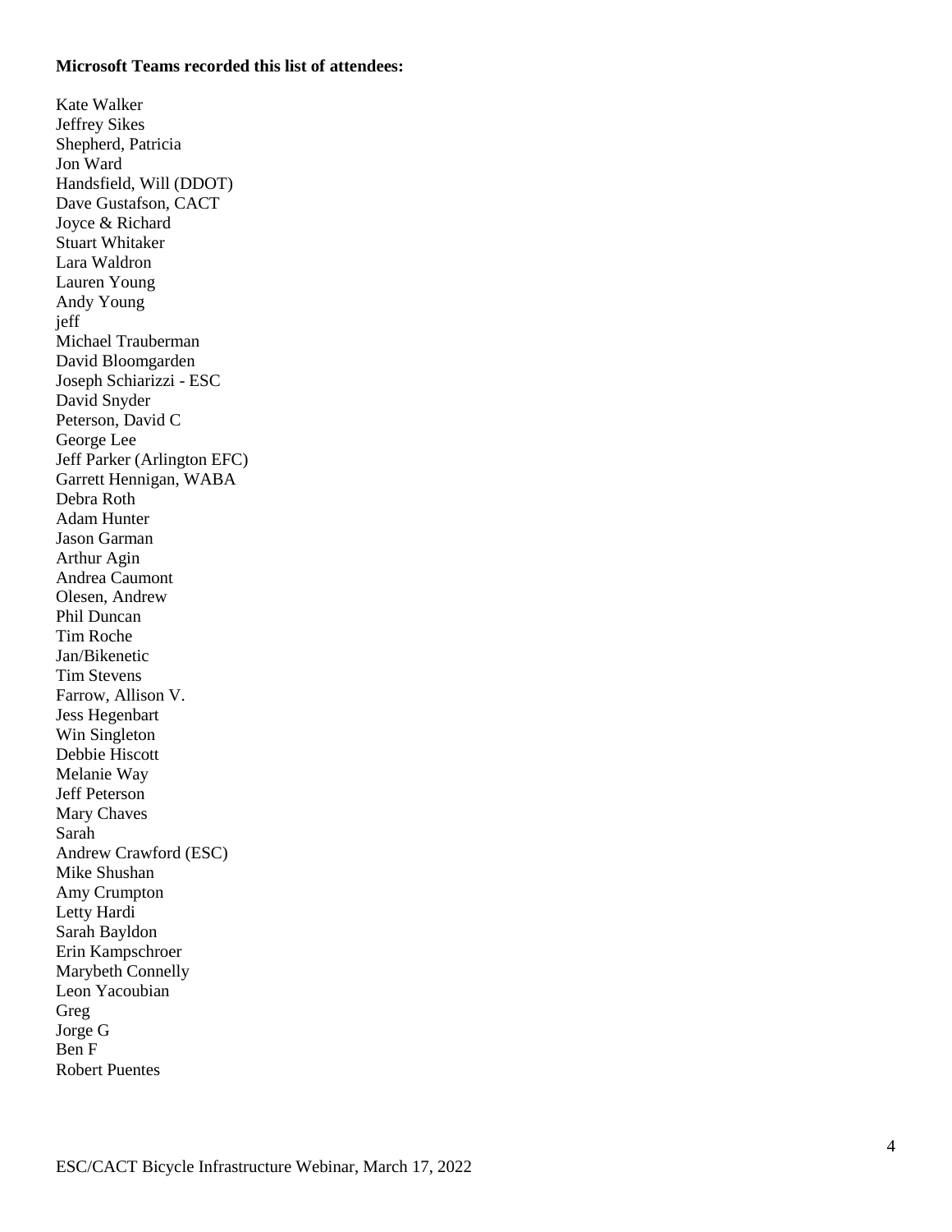**Microsoft Teams recorded this list of attendees:**

Kate Walker
Jeffrey Sikes
Shepherd, Patricia
Jon Ward
Handsfield, Will (DDOT)
Dave Gustafson, CACT
Joyce & Richard
Stuart Whitaker
Lara Waldron
Lauren Young
Andy Young
jeff
Michael Trauberman
David Bloomgarden
Joseph Schiarizzi - ESC
David Snyder
Peterson, David C
George Lee
Jeff Parker (Arlington EFC)
Garrett Hennigan, WABA
Debra Roth
Adam Hunter
Jason Garman
Arthur Agin
Andrea Caumont
Olesen, Andrew
Phil Duncan
Tim Roche
Jan/Bikenetic
Tim Stevens
Farrow, Allison V.
Jess Hegenbart
Win Singleton
Debbie Hiscott
Melanie Way
Jeff Peterson
Mary Chaves
Sarah
Andrew Crawford (ESC)
Mike Shushan
Amy Crumpton
Letty Hardi
Sarah Bayldon
Erin Kampschroer
Marybeth Connelly
Leon Yacoubian
Greg
Jorge G
Ben F
Robert Puentes